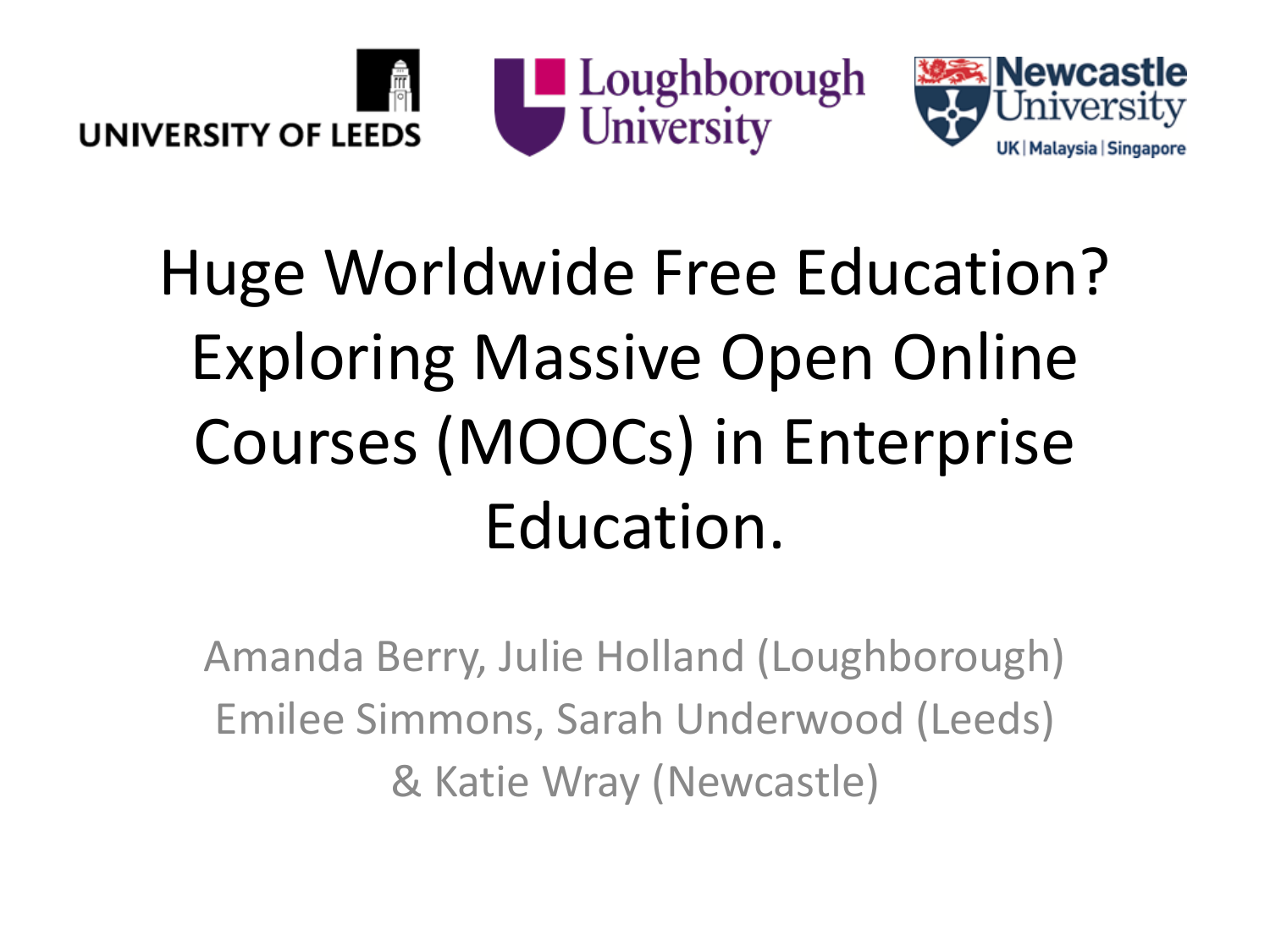UNIVERSITY OF LEEDS

Loughborough University

Newcastle University
UK | Malaysia | Singapore

# Huge Worldwide Free Education? Exploring Massive Open Online Courses (MOOCs) in Enterprise Education.

Amanda Berry, Julie Holland (Loughborough)
Emilee Simmons, Sarah Underwood (Leeds)
& Katie Wray (Newcastle)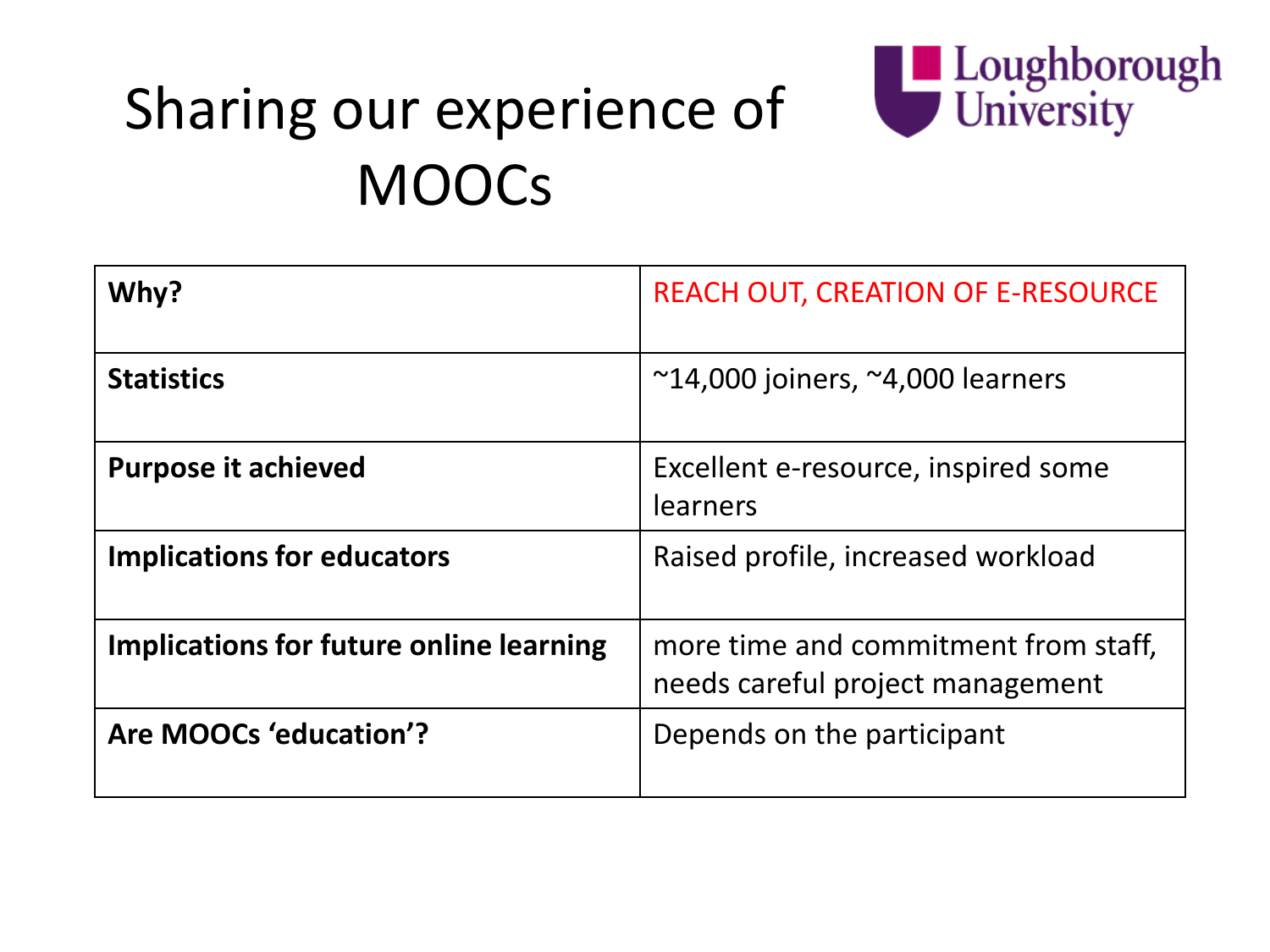# Sharing our experience of MOOCs

Loughborough University

| Why? | REACH OUT, CREATION OF E-RESOURCE |
|---|---|
| **Statistics** | ~14,000 joiners, ~4,000 learners |
| **Purpose it achieved** | Excellent e-resource, inspired some learners |
| **Implications for educators** | Raised profile, increased workload |
| **Implications for future online learning** | more time and commitment from staff, needs careful project management |
| **Are MOOCs 'education'?** | Depends on the participant |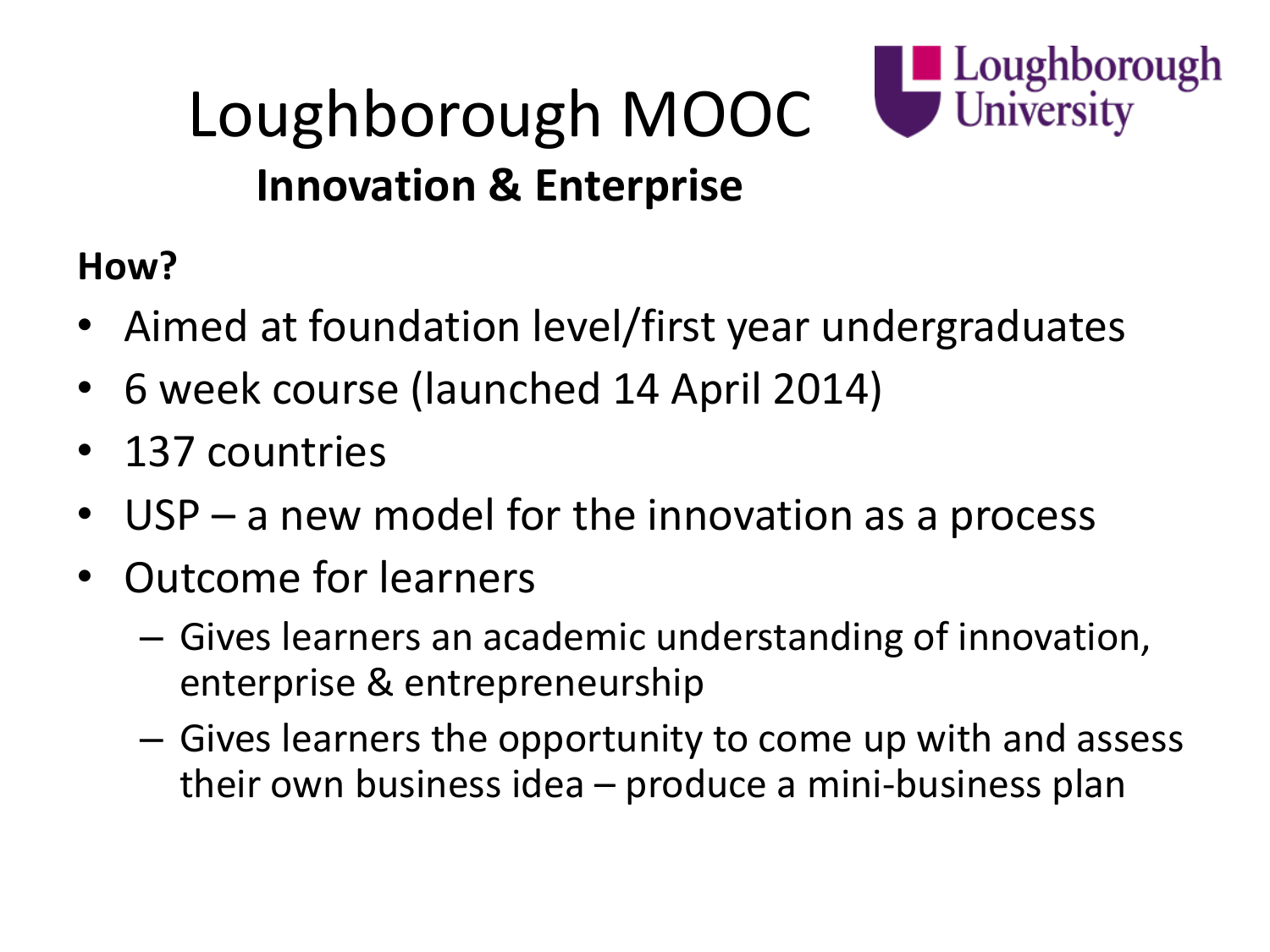# Loughborough MOOC

## Innovation & Enterprise

**How?**

- Aimed at foundation level/first year undergraduates
- 6 week course (launched 14 April 2014)
- 137 countries
- USP – a new model for the innovation as a process
- Outcome for learners
  - Gives learners an academic understanding of innovation, enterprise & entrepreneurship
  - Gives learners the opportunity to come up with and assess their own business idea – produce a mini-business plan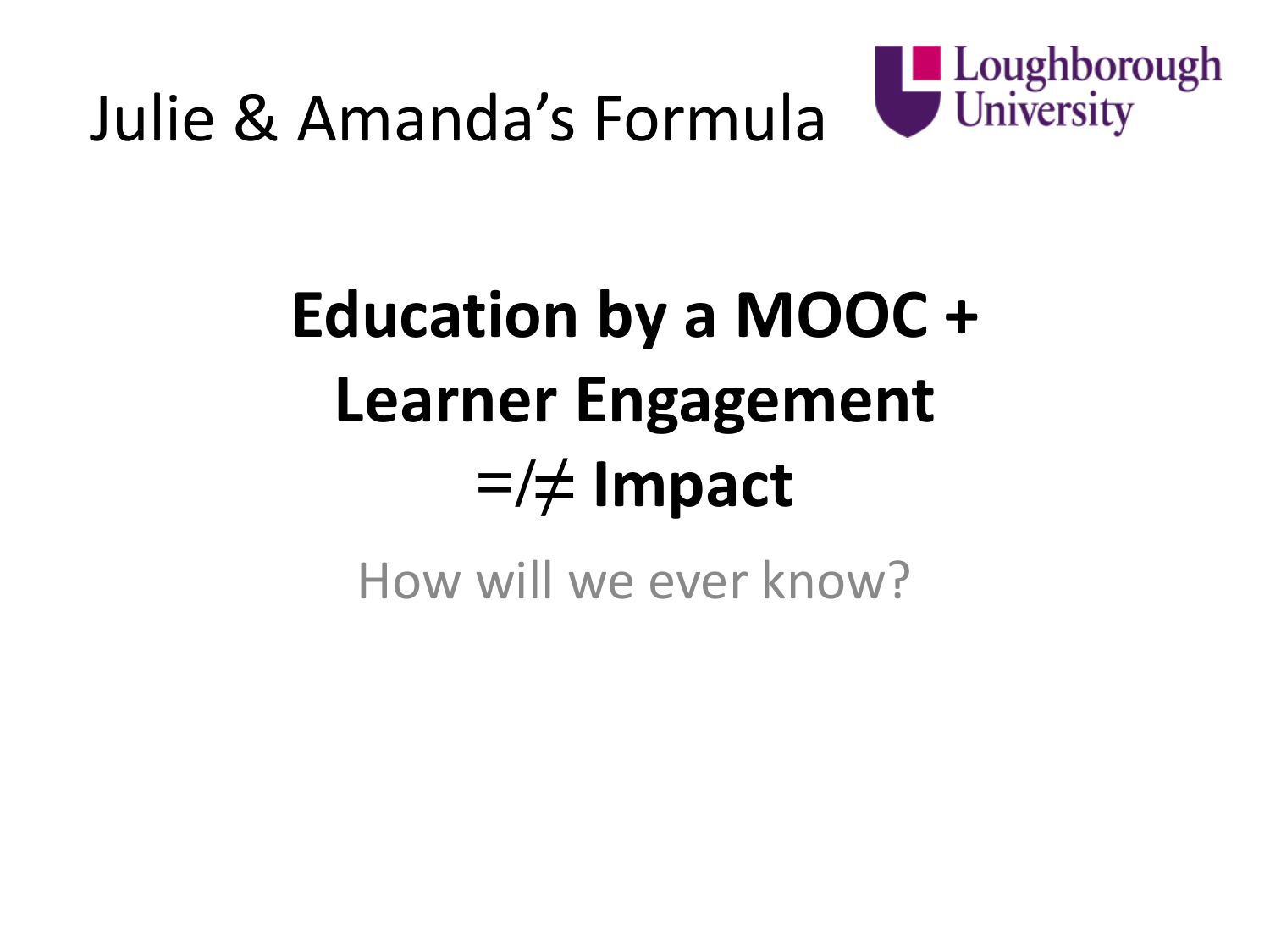# Julie & Amanda’s Formula

Loughborough University

**Education by a MOOC +**
**Learner Engagement**
=/≠ **Impact**

How will we ever know?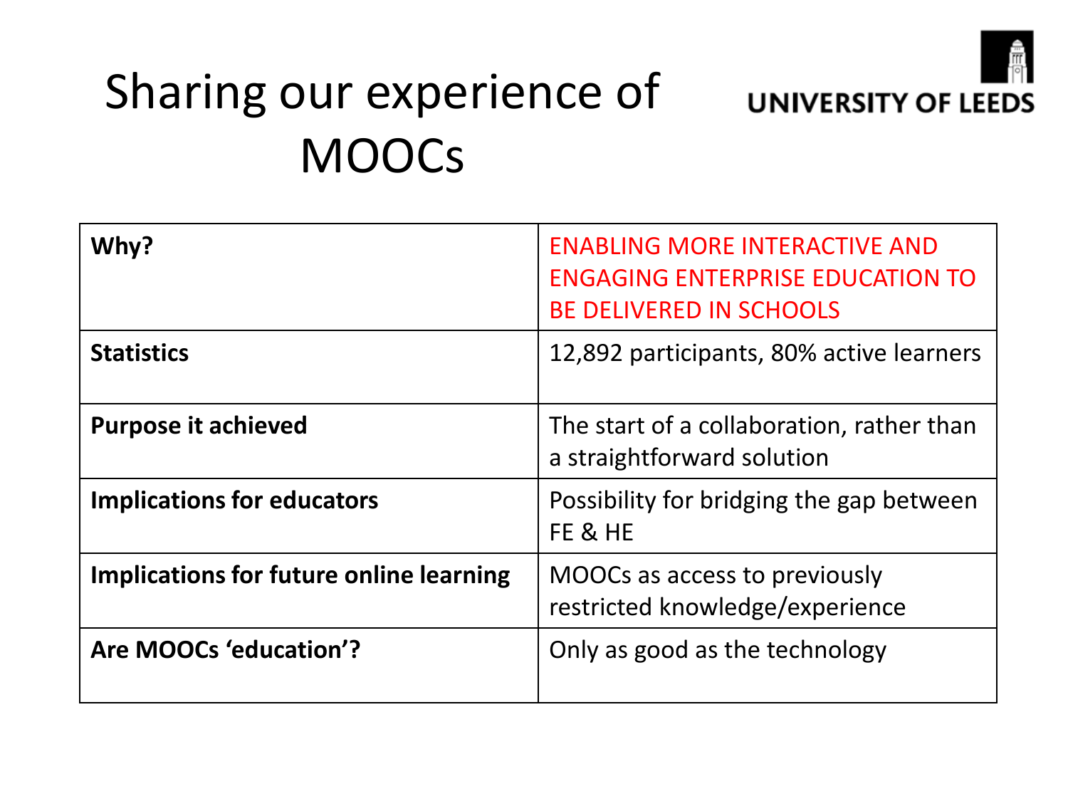# Sharing our experience of MOOCs

UNIVERSITY OF LEEDS

| | |
|---|---|
| **Why?** | ENABLING MORE INTERACTIVE AND ENGAGING ENTERPRISE EDUCATION TO BE DELIVERED IN SCHOOLS |
| **Statistics** | 12,892 participants, 80% active learners |
| **Purpose it achieved** | The start of a collaboration, rather than a straightforward solution |
| **Implications for educators** | Possibility for bridging the gap between FE & HE |
| **Implications for future online learning** | MOOCs as access to previously restricted knowledge/experience |
| **Are MOOCs ‘education’?** | Only as good as the technology |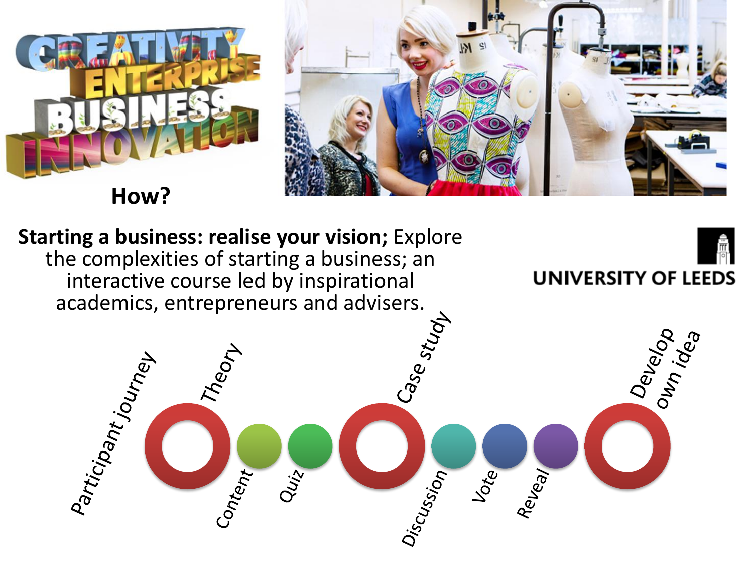CREATIVITY ENTERPRISE BUSINESS INNOVATION

**How?**

**Starting a business: realise your vision;** Explore the complexities of starting a business; an interactive course led by inspirational academics, entrepreneurs and advisers.

UNIVERSITY OF LEEDS

Participant journey

- Theory
  - Content
  - Quiz
- Case study
  - Discussion
  - Vote
  - Reveal
- Develop own idea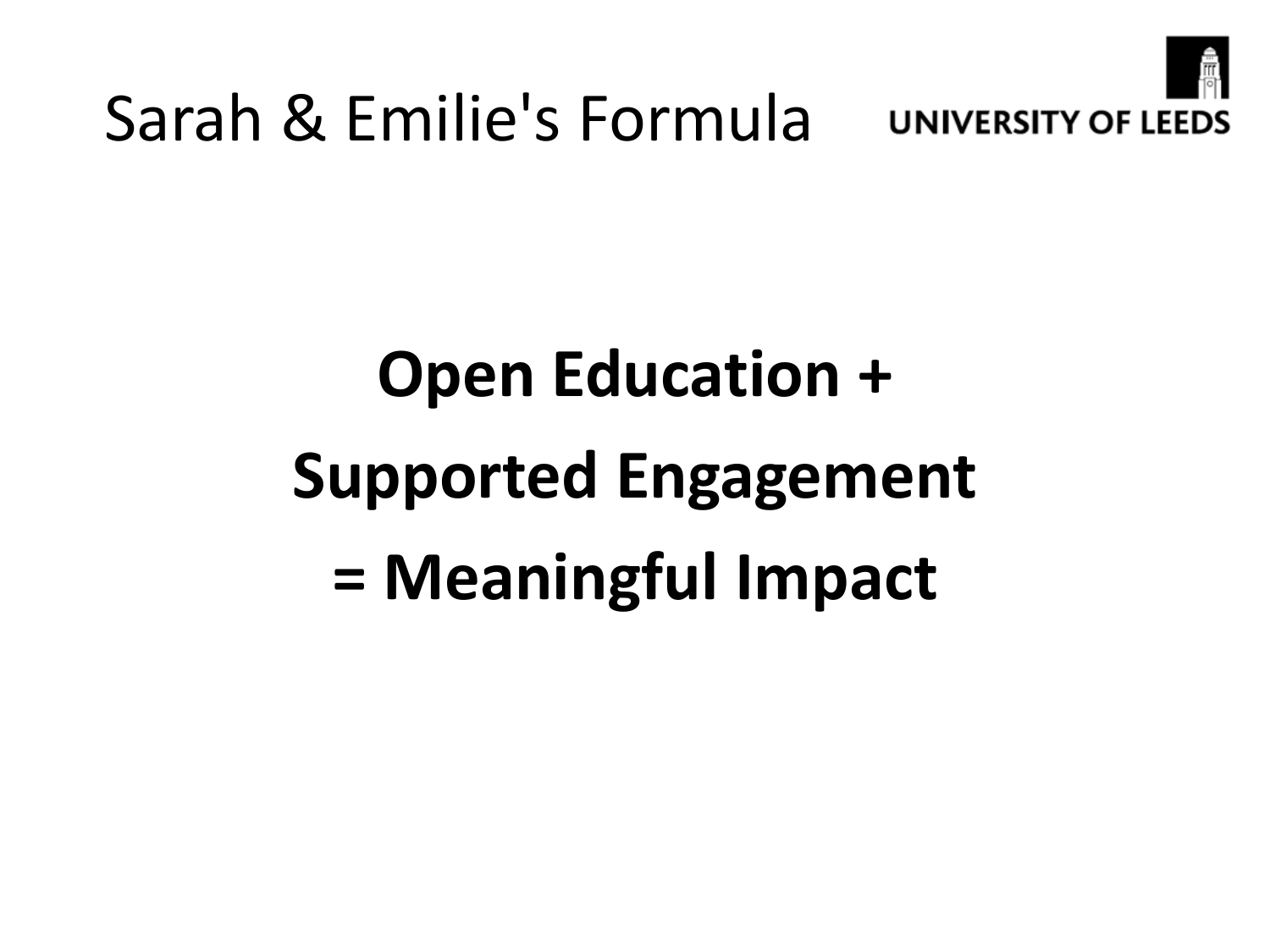# Sarah & Emilie's Formula

**Open Education +**

**Supported Engagement**

**= Meaningful Impact**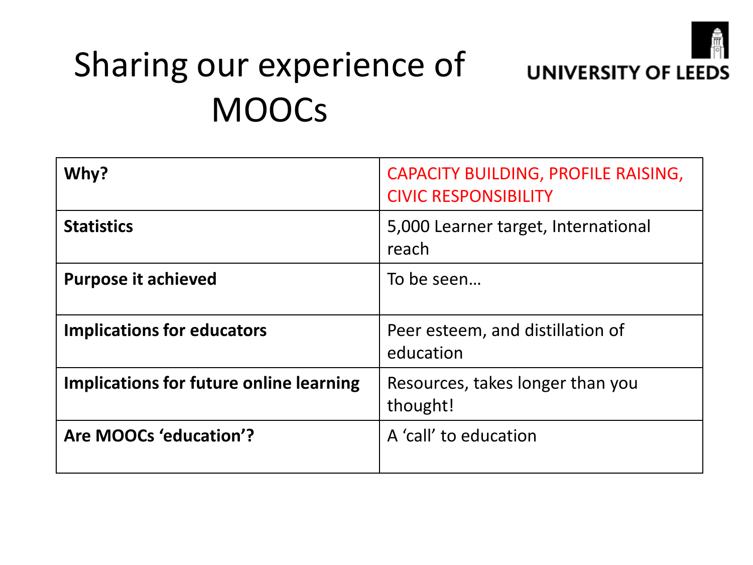# Sharing our experience of MOOCs

UNIVERSITY OF LEEDS

| **Why?** | CAPACITY BUILDING, PROFILE RAISING, CIVIC RESPONSIBILITY |
|---|---|
| **Statistics** | 5,000 Learner target, International reach |
| **Purpose it achieved** | To be seen… |
| **Implications for educators** | Peer esteem, and distillation of education |
| **Implications for future online learning** | Resources, takes longer than you thought! |
| **Are MOOCs ‘education’?** | A ‘call’ to education |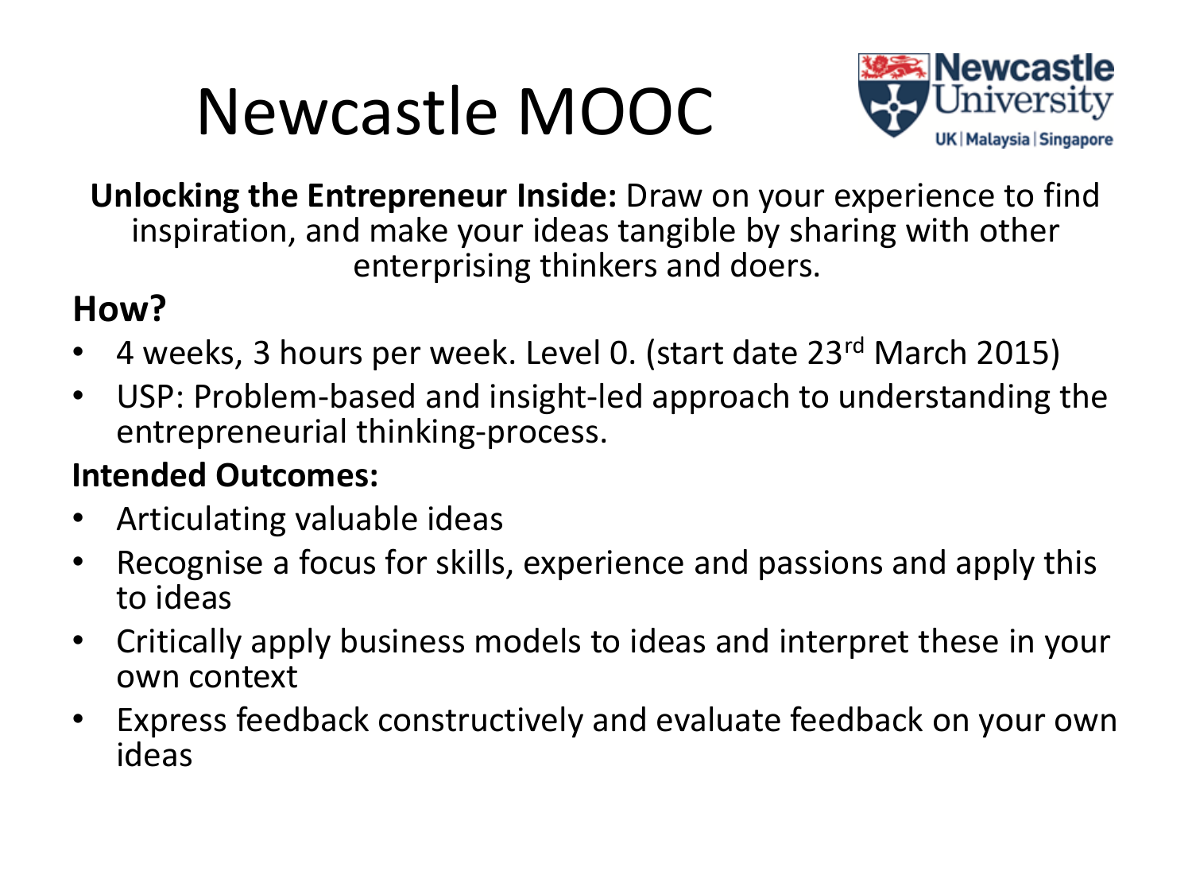# Newcastle MOOC

**Unlocking the Entrepreneur Inside:** Draw on your experience to find inspiration, and make your ideas tangible by sharing with other enterprising thinkers and doers.

**How?**

- 4 weeks, 3 hours per week. Level 0. (start date 23rd March 2015)
- USP: Problem-based and insight-led approach to understanding the entrepreneurial thinking-process.

**Intended Outcomes:**

- Articulating valuable ideas
- Recognise a focus for skills, experience and passions and apply this to ideas
- Critically apply business models to ideas and interpret these in your own context
- Express feedback constructively and evaluate feedback on your own ideas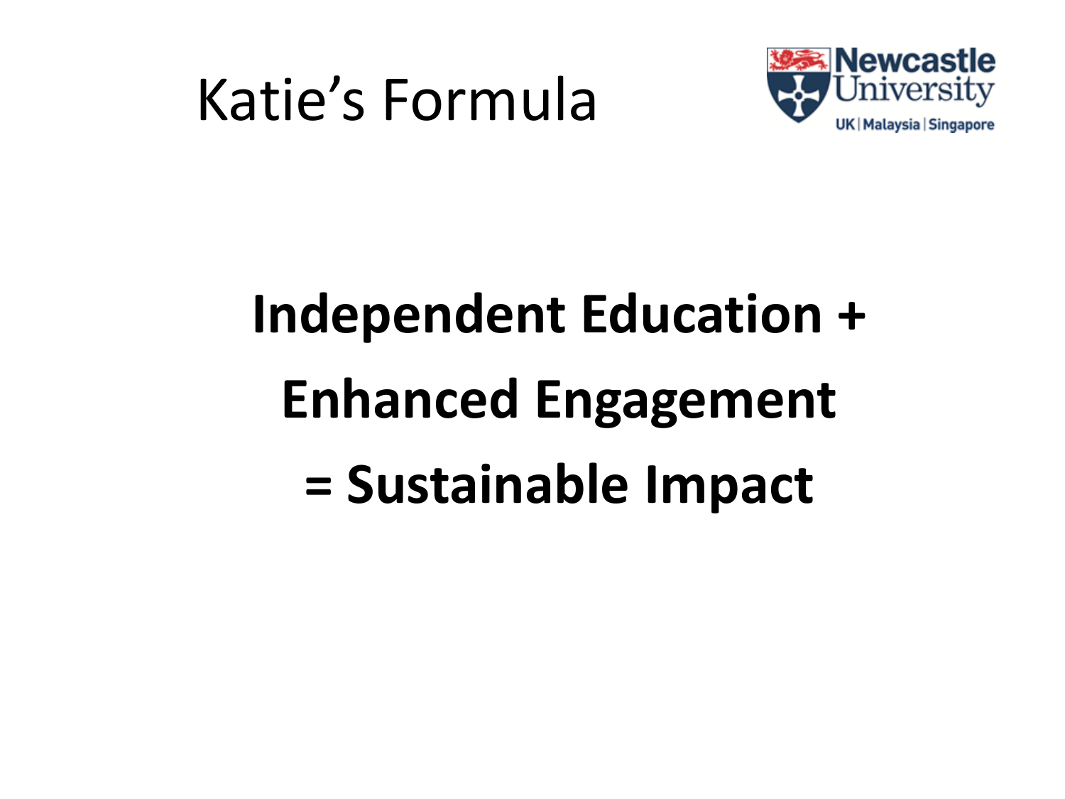# Katie's Formula

**Independent Education +**

**Enhanced Engagement**

**= Sustainable Impact**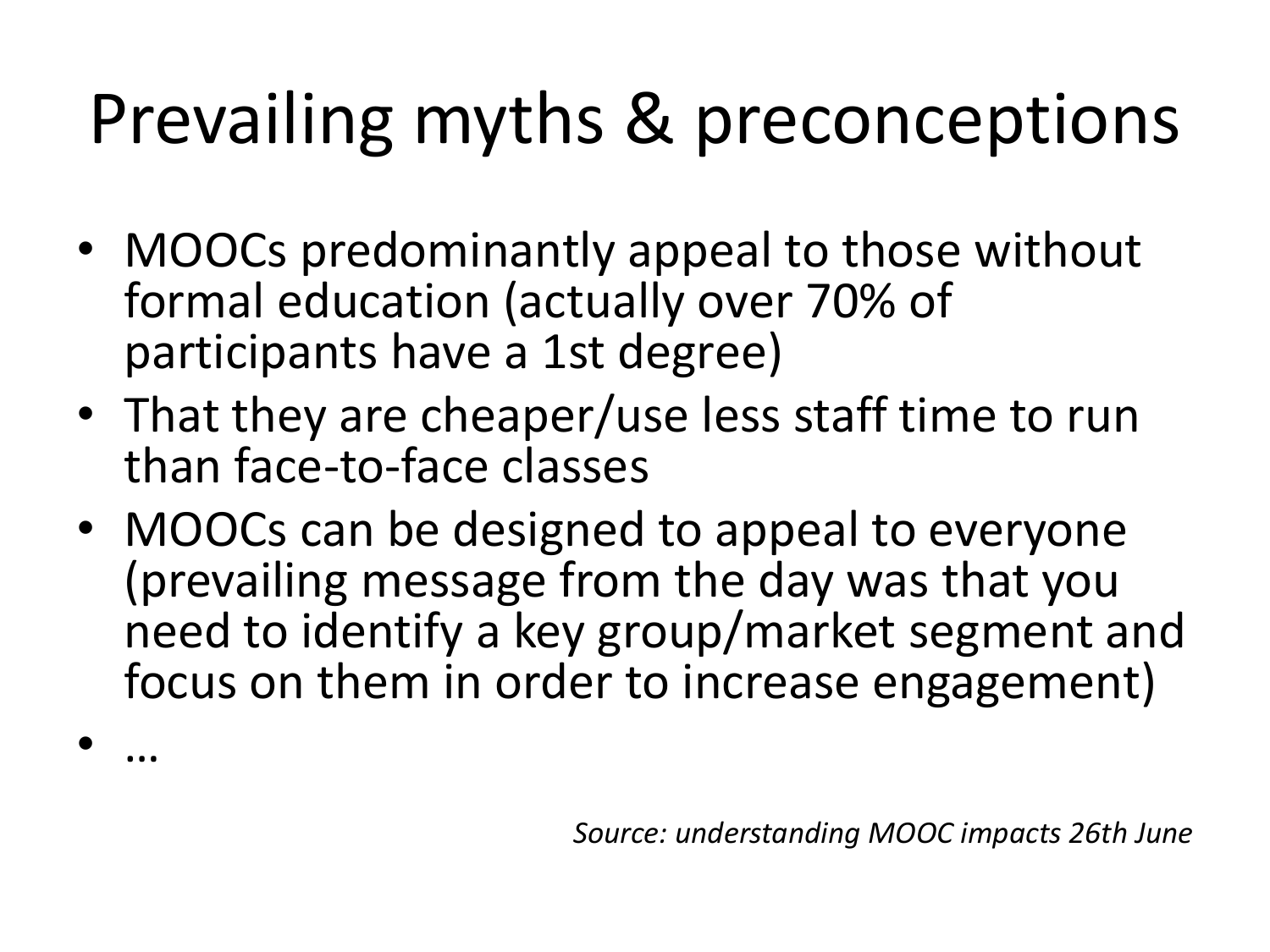# Prevailing myths & preconceptions

- MOOCs predominantly appeal to those without formal education (actually over 70% of participants have a 1st degree)
- That they are cheaper/use less staff time to run than face-to-face classes
- MOOCs can be designed to appeal to everyone (prevailing message from the day was that you need to identify a key group/market segment and focus on them in order to increase engagement)
- …

*Source: understanding MOOC impacts 26th June*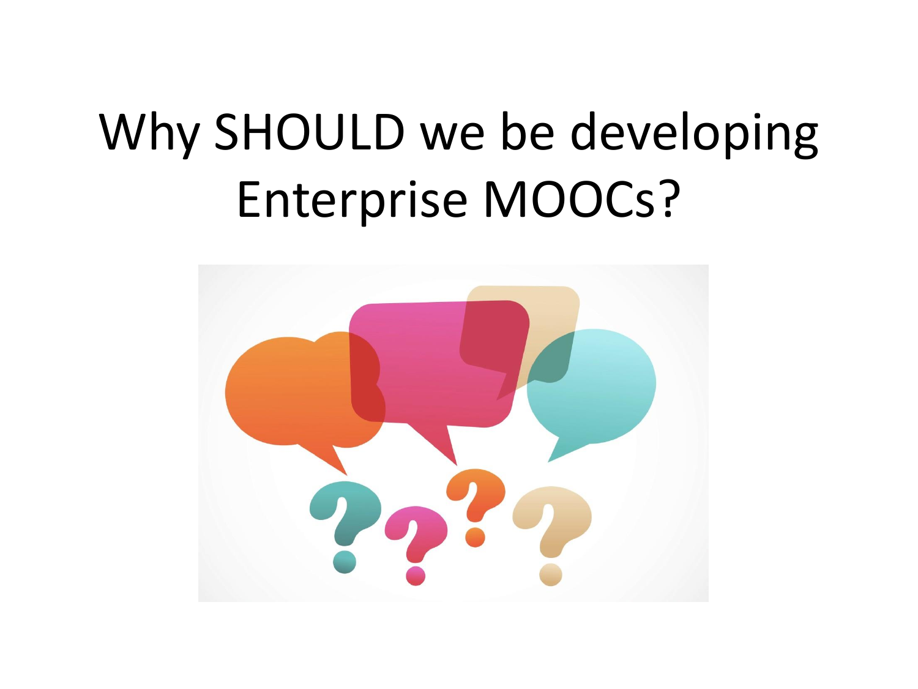# Why SHOULD we be developing Enterprise MOOCs?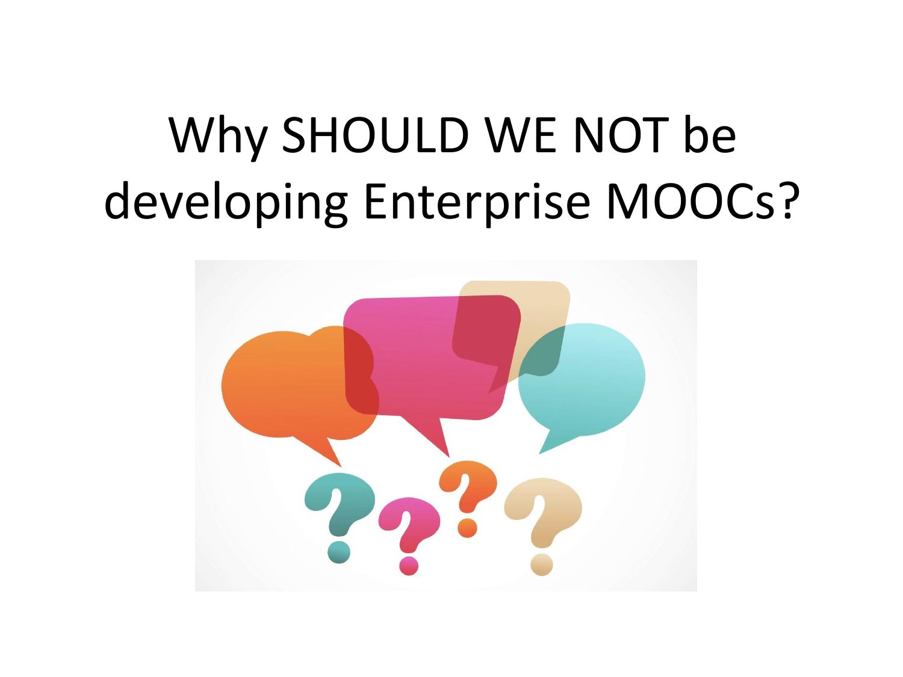# Why SHOULD WE NOT be developing Enterprise MOOCs?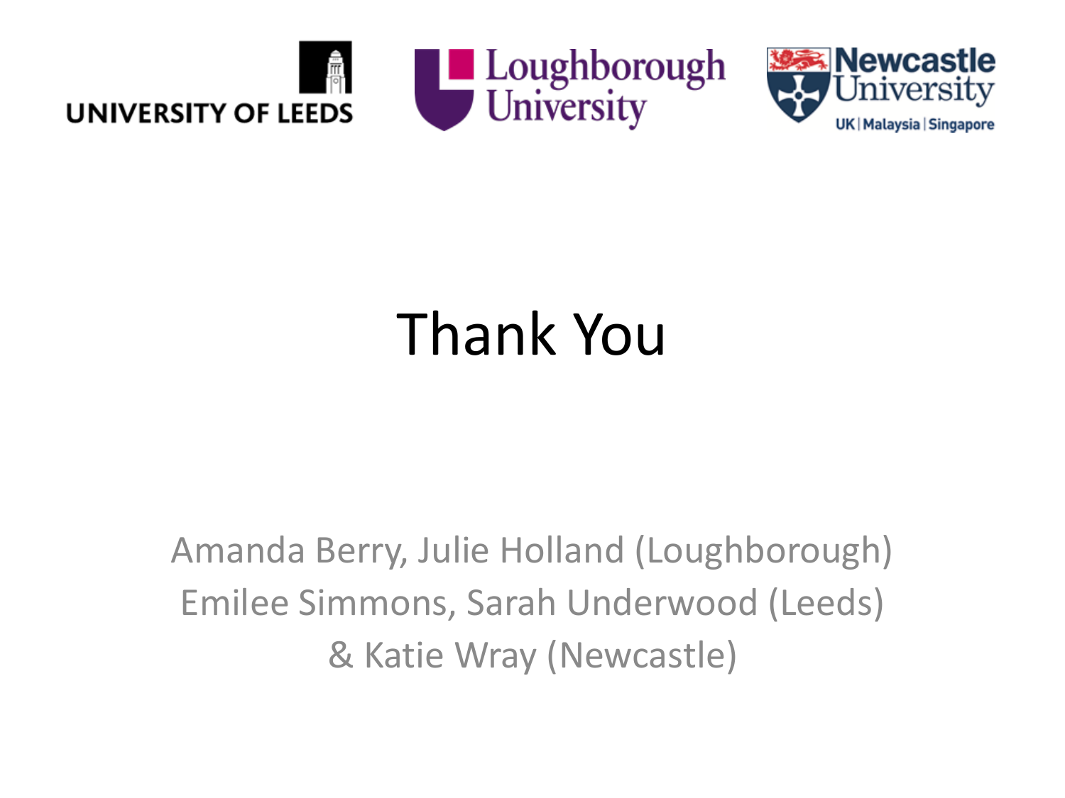UNIVERSITY OF LEEDS

Loughborough University

Newcastle University
UK | Malaysia | Singapore

# Thank You

Amanda Berry, Julie Holland (Loughborough)
Emilee Simmons, Sarah Underwood (Leeds)
& Katie Wray (Newcastle)